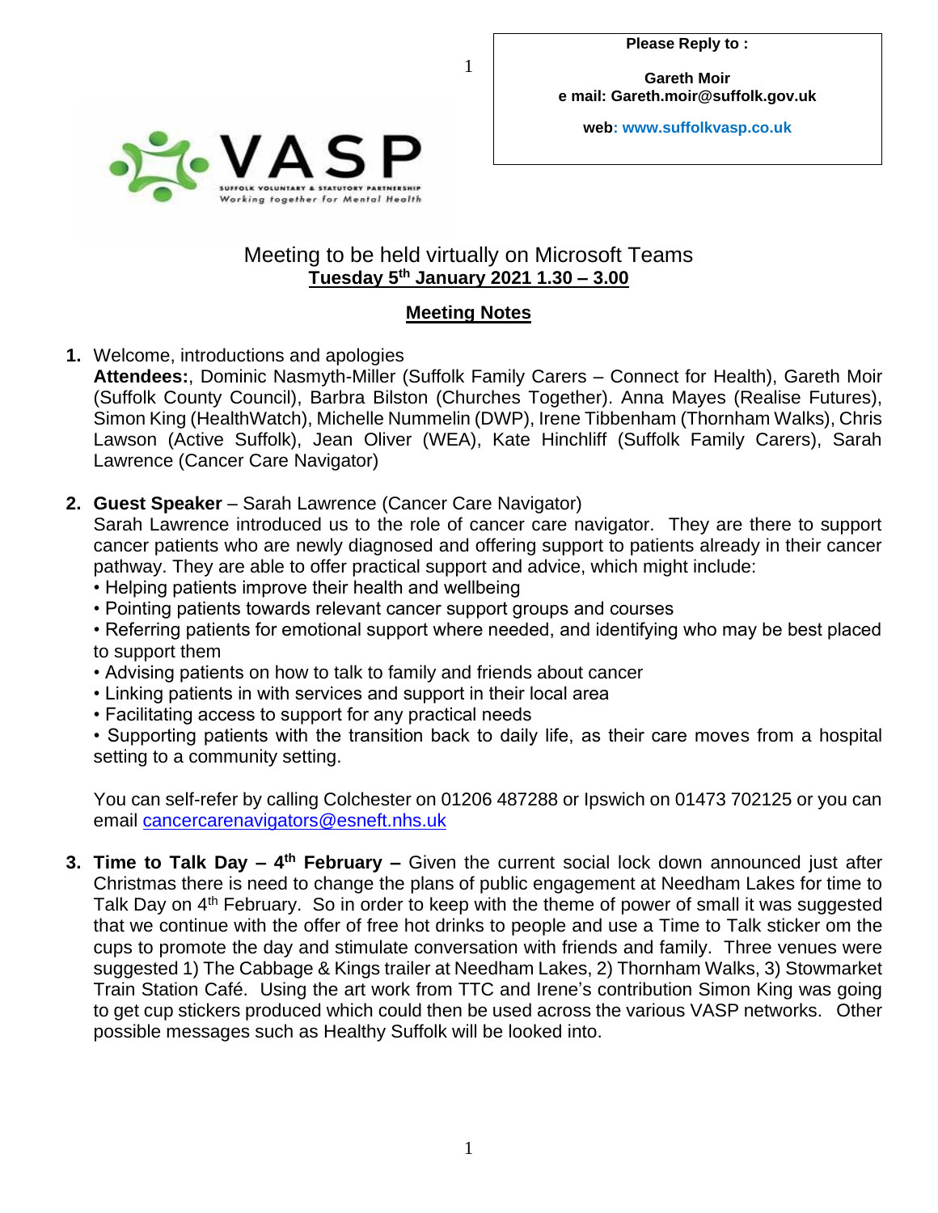**Please Reply to :**

**Gareth Moir**
**e mail: Gareth.moir@suffolk.gov.uk**

**web: www.suffolkvasp.co.uk**

VASP
SUFFOLK VOLUNTARY & STATUTORY PARTNERSHIP
Working together for Mental Health

Meeting to be held virtually on Microsoft Teams
**Tuesday 5th January 2021 1.30 – 3.00**

## Meeting Notes

1. Welcome, introductions and apologies
   **Attendees:**, Dominic Nasmyth-Miller (Suffolk Family Carers – Connect for Health), Gareth Moir (Suffolk County Council), Barbra Bilston (Churches Together). Anna Mayes (Realise Futures), Simon King (HealthWatch), Michelle Nummelin (DWP), Irene Tibbenham (Thornham Walks), Chris Lawson (Active Suffolk), Jean Oliver (WEA), Kate Hinchliff (Suffolk Family Carers), Sarah Lawrence (Cancer Care Navigator)

2. **Guest Speaker** – Sarah Lawrence (Cancer Care Navigator)
   Sarah Lawrence introduced us to the role of cancer care navigator. They are there to support cancer patients who are newly diagnosed and offering support to patients already in their cancer pathway. They are able to offer practical support and advice, which might include:
   - Helping patients improve their health and wellbeing
   - Pointing patients towards relevant cancer support groups and courses
   - Referring patients for emotional support where needed, and identifying who may be best placed to support them
   - Advising patients on how to talk to family and friends about cancer
   - Linking patients in with services and support in their local area
   - Facilitating access to support for any practical needs
   - Supporting patients with the transition back to daily life, as their care moves from a hospital setting to a community setting.

   You can self-refer by calling Colchester on 01206 487288 or Ipswich on 01473 702125 or you can email cancercarenavigators@esneft.nhs.uk

3. **Time to Talk Day – 4th February –** Given the current social lock down announced just after Christmas there is need to change the plans of public engagement at Needham Lakes for time to Talk Day on 4th February. So in order to keep with the theme of power of small it was suggested that we continue with the offer of free hot drinks to people and use a Time to Talk sticker om the cups to promote the day and stimulate conversation with friends and family. Three venues were suggested 1) The Cabbage & Kings trailer at Needham Lakes, 2) Thornham Walks, 3) Stowmarket Train Station Café. Using the art work from TTC and Irene's contribution Simon King was going to get cup stickers produced which could then be used across the various VASP networks. Other possible messages such as Healthy Suffolk will be looked into.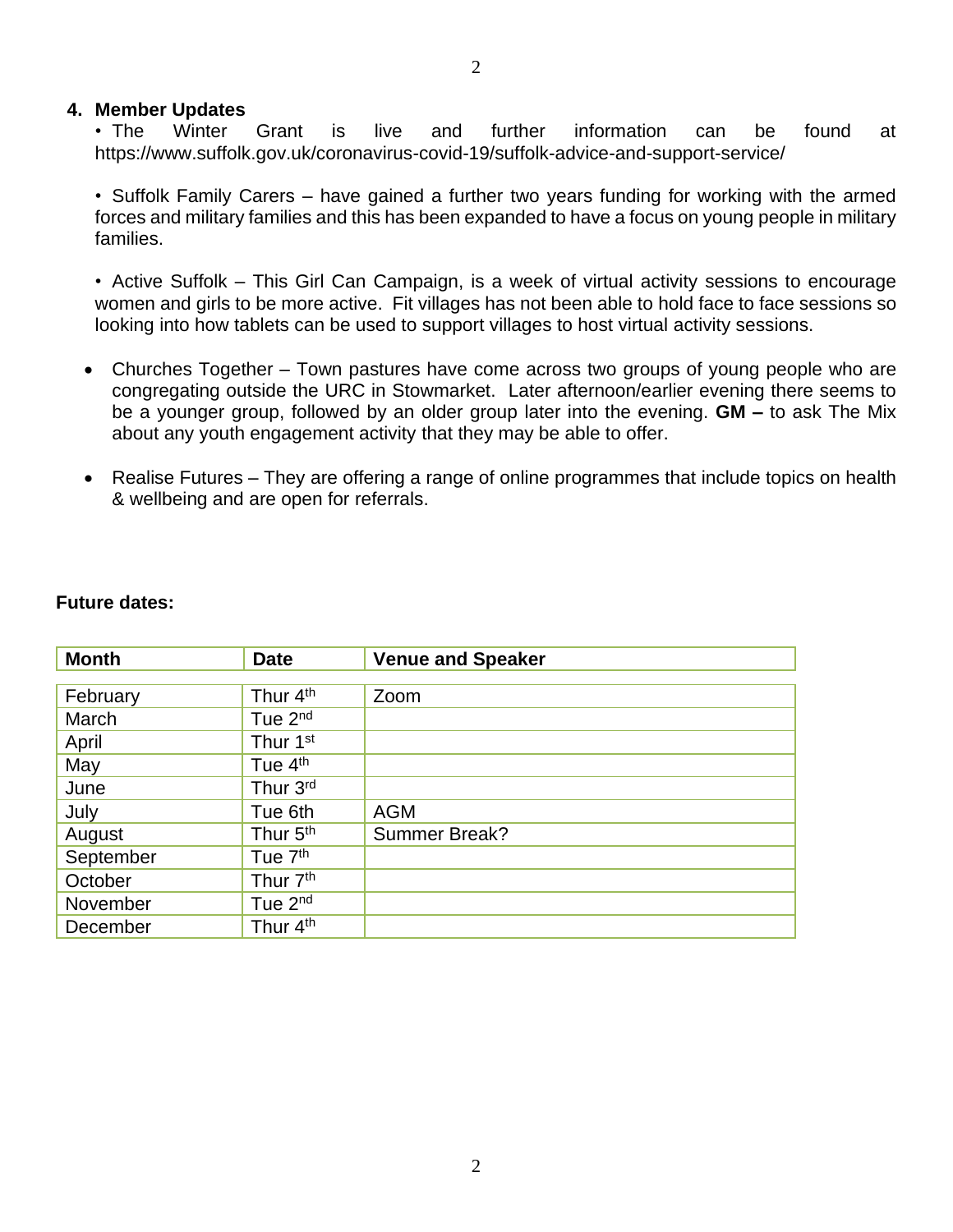4. **Member Updates**

• The Winter Grant is live and further information can be found at https://www.suffolk.gov.uk/coronavirus-covid-19/suffolk-advice-and-support-service/

• Suffolk Family Carers – have gained a further two years funding for working with the armed forces and military families and this has been expanded to have a focus on young people in military families.

• Active Suffolk – This Girl Can Campaign, is a week of virtual activity sessions to encourage women and girls to be more active. Fit villages has not been able to hold face to face sessions so looking into how tablets can be used to support villages to host virtual activity sessions.

- Churches Together – Town pastures have come across two groups of young people who are congregating outside the URC in Stowmarket. Later afternoon/earlier evening there seems to be a younger group, followed by an older group later into the evening. **GM –** to ask The Mix about any youth engagement activity that they may be able to offer.

- Realise Futures – They are offering a range of online programmes that include topics on health & wellbeing and are open for referrals.

**Future dates:**

| Month | Date | Venue and Speaker |
|---|---|---|
| February | Thur 4th | Zoom |
| March | Tue 2nd | |
| April | Thur 1st | |
| May | Tue 4th | |
| June | Thur 3rd | |
| July | Tue 6th | AGM |
| August | Thur 5th | Summer Break? |
| September | Tue 7th | |
| October | Thur 7th | |
| November | Tue 2nd | |
| December | Thur 4th | |